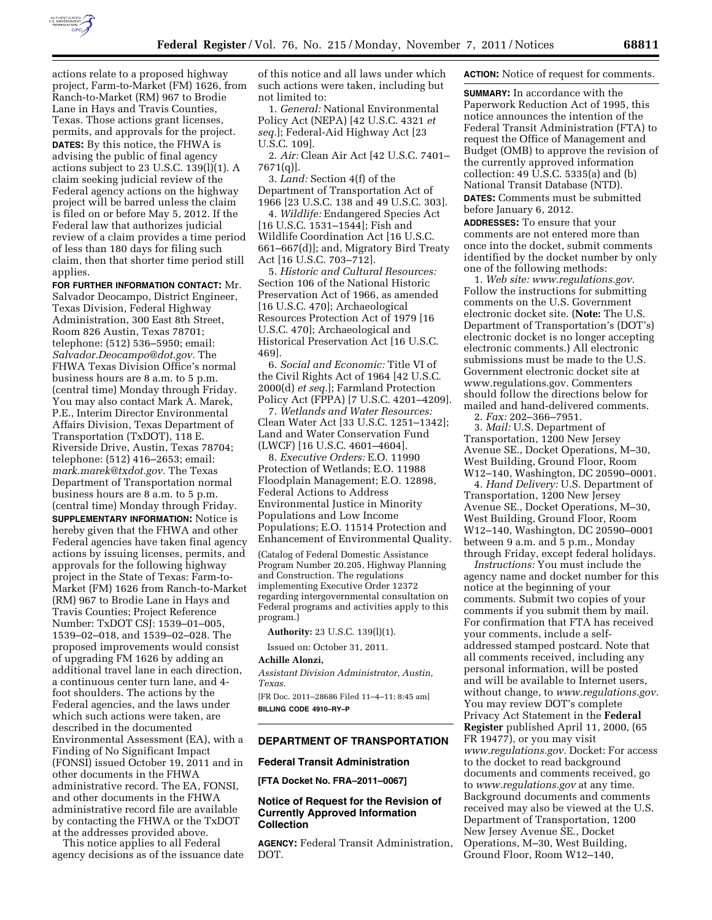actions relate to a proposed highway project, Farm-to-Market (FM) 1626, from Ranch-to-Market (RM) 967 to Brodie Lane in Hays and Travis Counties, Texas. Those actions grant licenses, permits, and approvals for the project.

**DATES:** By this notice, the FHWA is advising the public of final agency actions subject to 23 U.S.C. 139(l)(1). A claim seeking judicial review of the Federal agency actions on the highway project will be barred unless the claim is filed on or before May 5, 2012. If the Federal law that authorizes judicial review of a claim provides a time period of less than 180 days for filing such claim, then that shorter time period still applies.

**FOR FURTHER INFORMATION CONTACT:** Mr. Salvador Deocampo, District Engineer, Texas Division, Federal Highway Administration, 300 East 8th Street, Room 826 Austin, Texas 78701; telephone: (512) 536–5950; email: *Salvador.Deocampo@dot.gov.* The FHWA Texas Division Office's normal business hours are 8 a.m. to 5 p.m. (central time) Monday through Friday. You may also contact Mark A. Marek, P.E., Interim Director Environmental Affairs Division, Texas Department of Transportation (TxDOT), 118 E. Riverside Drive, Austin, Texas 78704; telephone: (512) 416–2653; email: *mark.marek@txdot.gov.* The Texas Department of Transportation normal business hours are 8 a.m. to 5 p.m. (central time) Monday through Friday.

**SUPPLEMENTARY INFORMATION:** Notice is hereby given that the FHWA and other Federal agencies have taken final agency actions by issuing licenses, permits, and approvals for the following highway project in the State of Texas: Farm-to-Market (FM) 1626 from Ranch-to-Market (RM) 967 to Brodie Lane in Hays and Travis Counties; Project Reference Number: TxDOT CSJ: 1539–01–005, 1539–02–018, and 1539–02–028. The proposed improvements would consist of upgrading FM 1626 by adding an additional travel lane in each direction, a continuous center turn lane, and 4-foot shoulders. The actions by the Federal agencies, and the laws under which such actions were taken, are described in the documented Environmental Assessment (EA), with a Finding of No Significant Impact (FONSI) issued October 19, 2011 and in other documents in the FHWA administrative record. The EA, FONSI, and other documents in the FHWA administrative record file are available by contacting the FHWA or the TxDOT at the addresses provided above.

This notice applies to all Federal agency decisions as of the issuance date of this notice and all laws under which such actions were taken, including but not limited to:

1. *General:* National Environmental Policy Act (NEPA) [42 U.S.C. 4321 *et seq.*]; Federal-Aid Highway Act [23 U.S.C. 109].
2. *Air:* Clean Air Act [42 U.S.C. 7401–7671(q)].
3. *Land:* Section 4(f) of the Department of Transportation Act of 1966 [23 U.S.C. 138 and 49 U.S.C. 303].
4. *Wildlife:* Endangered Species Act [16 U.S.C. 1531–1544]; Fish and Wildlife Coordination Act [16 U.S.C. 661–667(d)]; and, Migratory Bird Treaty Act [16 U.S.C. 703–712].
5. *Historic and Cultural Resources:* Section 106 of the National Historic Preservation Act of 1966, as amended [16 U.S.C. 470]; Archaeological Resources Protection Act of 1979 [16 U.S.C. 470]; Archaeological and Historical Preservation Act [16 U.S.C. 469].
6. *Social and Economic:* Title VI of the Civil Rights Act of 1964 [42 U.S.C. 2000(d) *et seq.*]; Farmland Protection Policy Act (FPPA) [7 U.S.C. 4201–4209].
7. *Wetlands and Water Resources:* Clean Water Act [33 U.S.C. 1251–1342]; Land and Water Conservation Fund (LWCF) [16 U.S.C. 4601–4604].
8. *Executive Orders:* E.O. 11990 Protection of Wetlands; E.O. 11988 Floodplain Management; E.O. 12898, Federal Actions to Address Environmental Justice in Minority Populations and Low Income Populations; E.O. 11514 Protection and Enhancement of Environmental Quality.

(Catalog of Federal Domestic Assistance Program Number 20.205, Highway Planning and Construction. The regulations implementing Executive Order 12372 regarding intergovernmental consultation on Federal programs and activities apply to this program.)

**Authority:** 23 U.S.C. 139(l)(1).

Issued on: October 31, 2011.

**Achille Alonzi,**

*Assistant Division Administrator, Austin, Texas.*

[FR Doc. 2011–28686 Filed 11–4–11; 8:45 am]

**BILLING CODE 4910–RY–P**

## DEPARTMENT OF TRANSPORTATION

### Federal Transit Administration

**[FTA Docket No. FRA–2011–0067]**

### Notice of Request for the Revision of Currently Approved Information Collection

**AGENCY:** Federal Transit Administration, DOT.

**ACTION:** Notice of request for comments.

**SUMMARY:** In accordance with the Paperwork Reduction Act of 1995, this notice announces the intention of the Federal Transit Administration (FTA) to request the Office of Management and Budget (OMB) to approve the revision of the currently approved information collection: 49 U.S.C. 5335(a) and (b) National Transit Database (NTD).

**DATES:** Comments must be submitted before January 6, 2012.

**ADDRESSES:** To ensure that your comments are not entered more than once into the docket, submit comments identified by the docket number by only one of the following methods:

1. *Web site: www.regulations.gov.* Follow the instructions for submitting comments on the U.S. Government electronic docket site. (**Note:** The U.S. Department of Transportation's (DOT's) electronic docket is no longer accepting electronic comments.) All electronic submissions must be made to the U.S. Government electronic docket site at www.regulations.gov. Commenters should follow the directions below for mailed and hand-delivered comments.
2. *Fax:* 202–366–7951.
3. *Mail:* U.S. Department of Transportation, 1200 New Jersey Avenue SE., Docket Operations, M–30, West Building, Ground Floor, Room W12–140, Washington, DC 20590–0001.
4. *Hand Delivery:* U.S. Department of Transportation, 1200 New Jersey Avenue SE., Docket Operations, M–30, West Building, Ground Floor, Room W12–140, Washington, DC 20590–0001 between 9 a.m. and 5 p.m., Monday through Friday, except federal holidays.

*Instructions:* You must include the agency name and docket number for this notice at the beginning of your comments. Submit two copies of your comments if you submit them by mail. For confirmation that FTA has received your comments, include a self-addressed stamped postcard. Note that all comments received, including any personal information, will be posted and will be available to Internet users, without change, to *www.regulations.gov.* You may review DOT's complete Privacy Act Statement in the **Federal Register** published April 11, 2000, (65 FR 19477), or you may visit *www.regulations.gov.* Docket: For access to the docket to read background documents and comments received, go to *www.regulations.gov* at any time. Background documents and comments received may also be viewed at the U.S. Department of Transportation, 1200 New Jersey Avenue SE., Docket Operations, M–30, West Building, Ground Floor, Room W12–140,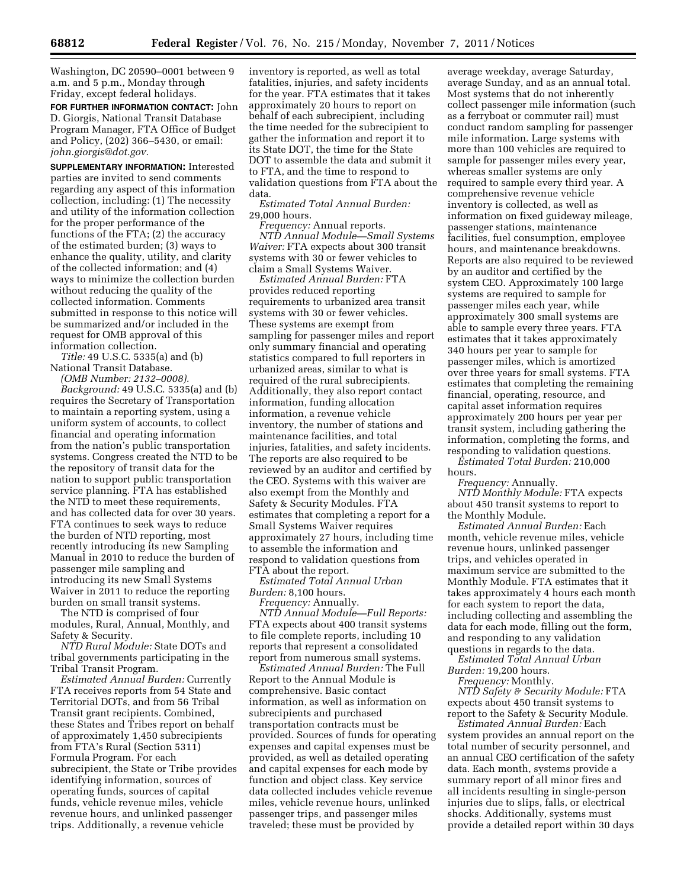Washington, DC 20590–0001 between 9 a.m. and 5 p.m., Monday through Friday, except federal holidays.

**FOR FURTHER INFORMATION CONTACT:** John D. Giorgis, National Transit Database Program Manager, FTA Office of Budget and Policy, (202) 366–5430, or email: *john.giorgis@dot.gov.*

**SUPPLEMENTARY INFORMATION:** Interested parties are invited to send comments regarding any aspect of this information collection, including: (1) The necessity and utility of the information collection for the proper performance of the functions of the FTA; (2) the accuracy of the estimated burden; (3) ways to enhance the quality, utility, and clarity of the collected information; and (4) ways to minimize the collection burden without reducing the quality of the collected information. Comments submitted in response to this notice will be summarized and/or included in the request for OMB approval of this information collection.

*Title:* 49 U.S.C. 5335(a) and (b) National Transit Database.

*(OMB Number: 2132–0008).*

*Background:* 49 U.S.C. 5335(a) and (b) requires the Secretary of Transportation to maintain a reporting system, using a uniform system of accounts, to collect financial and operating information from the nation's public transportation systems. Congress created the NTD to be the repository of transit data for the nation to support public transportation service planning. FTA has established the NTD to meet these requirements, and has collected data for over 30 years. FTA continues to seek ways to reduce the burden of NTD reporting, most recently introducing its new Sampling Manual in 2010 to reduce the burden of passenger mile sampling and introducing its new Small Systems Waiver in 2011 to reduce the reporting burden on small transit systems.

The NTD is comprised of four modules, Rural, Annual, Monthly, and Safety & Security.

*NTD Rural Module:* State DOTs and tribal governments participating in the Tribal Transit Program.

*Estimated Annual Burden:* Currently FTA receives reports from 54 State and Territorial DOTs, and from 56 Tribal Transit grant recipients. Combined, these States and Tribes report on behalf of approximately 1,450 subrecipients from FTA's Rural (Section 5311) Formula Program. For each subrecipient, the State or Tribe provides identifying information, sources of operating funds, sources of capital funds, vehicle revenue miles, vehicle revenue hours, and unlinked passenger trips. Additionally, a revenue vehicle inventory is reported, as well as total fatalities, injuries, and safety incidents for the year. FTA estimates that it takes approximately 20 hours to report on behalf of each subrecipient, including the time needed for the subrecipient to gather the information and report it to its State DOT, the time for the State DOT to assemble the data and submit it to FTA, and the time to respond to validation questions from FTA about the data.

*Estimated Total Annual Burden:* 29,000 hours.

*Frequency:* Annual reports.

*NTD Annual Module—Small Systems Waiver:* FTA expects about 300 transit systems with 30 or fewer vehicles to claim a Small Systems Waiver.

*Estimated Annual Burden:* FTA provides reduced reporting requirements to urbanized area transit systems with 30 or fewer vehicles. These systems are exempt from sampling for passenger miles and report only summary financial and operating statistics compared to full reporters in urbanized areas, similar to what is required of the rural subrecipients. Additionally, they also report contact information, funding allocation information, a revenue vehicle inventory, the number of stations and maintenance facilities, and total injuries, fatalities, and safety incidents. The reports are also required to be reviewed by an auditor and certified by the CEO. Systems with this waiver are also exempt from the Monthly and Safety & Security Modules. FTA estimates that completing a report for a Small Systems Waiver requires approximately 27 hours, including time to assemble the information and respond to validation questions from FTA about the report.

*Estimated Total Annual Urban Burden:* 8,100 hours.

*Frequency:* Annually.

*NTD Annual Module—Full Reports:* FTA expects about 400 transit systems to file complete reports, including 10 reports that represent a consolidated report from numerous small systems.

*Estimated Annual Burden:* The Full Report to the Annual Module is comprehensive. Basic contact information, as well as information on subrecipients and purchased transportation contracts must be provided. Sources of funds for operating expenses and capital expenses must be provided, as well as detailed operating and capital expenses for each mode by function and object class. Key service data collected includes vehicle revenue miles, vehicle revenue hours, unlinked passenger trips, and passenger miles traveled; these must be provided by average weekday, average Saturday, average Sunday, and as an annual total. Most systems that do not inherently collect passenger mile information (such as a ferryboat or commuter rail) must conduct random sampling for passenger mile information. Large systems with more than 100 vehicles are required to sample for passenger miles every year, whereas smaller systems are only required to sample every third year. A comprehensive revenue vehicle inventory is collected, as well as information on fixed guideway mileage, passenger stations, maintenance facilities, fuel consumption, employee hours, and maintenance breakdowns. Reports are also required to be reviewed by an auditor and certified by the system CEO. Approximately 100 large systems are required to sample for passenger miles each year, while approximately 300 small systems are able to sample every three years. FTA estimates that it takes approximately 340 hours per year to sample for passenger miles, which is amortized over three years for small systems. FTA estimates that completing the remaining financial, operating, resource, and capital asset information requires approximately 200 hours per year per transit system, including gathering the information, completing the forms, and responding to validation questions.

*Estimated Total Burden:* 210,000 hours.

*Frequency:* Annually.

*NTD Monthly Module:* FTA expects about 450 transit systems to report to the Monthly Module.

*Estimated Annual Burden:* Each month, vehicle revenue miles, vehicle revenue hours, unlinked passenger trips, and vehicles operated in maximum service are submitted to the Monthly Module. FTA estimates that it takes approximately 4 hours each month for each system to report the data, including collecting and assembling the data for each mode, filling out the form, and responding to any validation questions in regards to the data.

*Estimated Total Annual Urban Burden:* 19,200 hours.

*Frequency:* Monthly.

*NTD Safety & Security Module:* FTA expects about 450 transit systems to report to the Safety & Security Module.

*Estimated Annual Burden:* Each system provides an annual report on the total number of security personnel, and an annual CEO certification of the safety data. Each month, systems provide a summary report of all minor fires and all incidents resulting in single-person injuries due to slips, falls, or electrical shocks. Additionally, systems must provide a detailed report within 30 days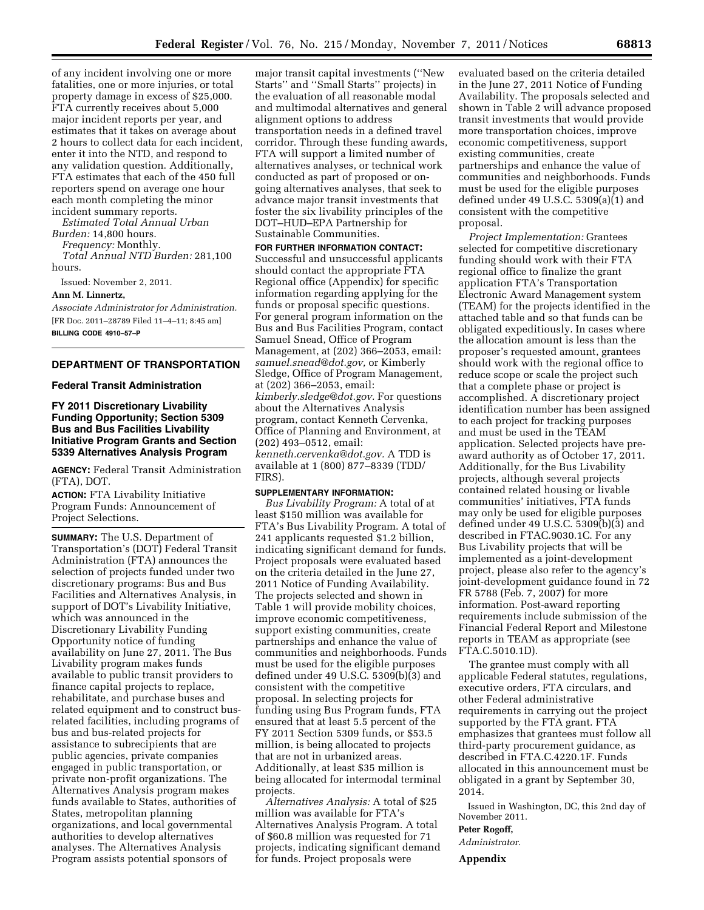of any incident involving one or more fatalities, one or more injuries, or total property damage in excess of $25,000. FTA currently receives about 5,000 major incident reports per year, and estimates that it takes on average about 2 hours to collect data for each incident, enter it into the NTD, and respond to any validation question. Additionally, FTA estimates that each of the 450 full reporters spend on average one hour each month completing the minor incident summary reports.

*Estimated Total Annual Urban Burden:* 14,800 hours.

*Frequency:* Monthly.

*Total Annual NTD Burden:* 281,100 hours.

Issued: November 2, 2011.

**Ann M. Linnertz,**

*Associate Administrator for Administration.*

[FR Doc. 2011–28789 Filed 11–4–11; 8:45 am]

**BILLING CODE 4910–57–P**

## DEPARTMENT OF TRANSPORTATION

### Federal Transit Administration

### FY 2011 Discretionary Livability Funding Opportunity; Section 5309 Bus and Bus Facilities Livability Initiative Program Grants and Section 5339 Alternatives Analysis Program

**AGENCY:** Federal Transit Administration (FTA), DOT.

**ACTION:** FTA Livability Initiative Program Funds: Announcement of Project Selections.

**SUMMARY:** The U.S. Department of Transportation's (DOT) Federal Transit Administration (FTA) announces the selection of projects funded under two discretionary programs: Bus and Bus Facilities and Alternatives Analysis, in support of DOT's Livability Initiative, which was announced in the Discretionary Livability Funding Opportunity notice of funding availability on June 27, 2011. The Bus Livability program makes funds available to public transit providers to finance capital projects to replace, rehabilitate, and purchase buses and related equipment and to construct bus-related facilities, including programs of bus and bus-related projects for assistance to subrecipients that are public agencies, private companies engaged in public transportation, or private non-profit organizations. The Alternatives Analysis program makes funds available to States, authorities of States, metropolitan planning organizations, and local governmental authorities to develop alternatives analyses. The Alternatives Analysis Program assists potential sponsors of major transit capital investments (''New Starts'' and ''Small Starts'' projects) in the evaluation of all reasonable modal and multimodal alternatives and general alignment options to address transportation needs in a defined travel corridor. Through these funding awards, FTA will support a limited number of alternatives analyses, or technical work conducted as part of proposed or on-going alternatives analyses, that seek to advance major transit investments that foster the six livability principles of the DOT–HUD–EPA Partnership for Sustainable Communities.

**FOR FURTHER INFORMATION CONTACT:** Successful and unsuccessful applicants should contact the appropriate FTA Regional office (Appendix) for specific information regarding applying for the funds or proposal specific questions. For general program information on the Bus and Bus Facilities Program, contact Samuel Snead, Office of Program Management, at (202) 366–2053, email: *samuel.snead@dot.gov,* or Kimberly Sledge, Office of Program Management, at (202) 366–2053, email: *kimberly.sledge@dot.gov.* For questions about the Alternatives Analysis program, contact Kenneth Cervenka, Office of Planning and Environment, at (202) 493–0512, email: *kenneth.cervenka@dot.gov.* A TDD is available at 1 (800) 877–8339 (TDD/FIRS).

**SUPPLEMENTARY INFORMATION:**

*Bus Livability Program:* A total of at least $150 million was available for FTA's Bus Livability Program. A total of 241 applicants requested $1.2 billion, indicating significant demand for funds. Project proposals were evaluated based on the criteria detailed in the June 27, 2011 Notice of Funding Availability. The projects selected and shown in Table 1 will provide mobility choices, improve economic competitiveness, support existing communities, create partnerships and enhance the value of communities and neighborhoods. Funds must be used for the eligible purposes defined under 49 U.S.C. 5309(b)(3) and consistent with the competitive proposal. In selecting projects for funding using Bus Program funds, FTA ensured that at least 5.5 percent of the FY 2011 Section 5309 funds, or $53.5 million, is being allocated to projects that are not in urbanized areas. Additionally, at least $35 million is being allocated for intermodal terminal projects.

*Alternatives Analysis:* A total of $25 million was available for FTA's Alternatives Analysis Program. A total of $60.8 million was requested for 71 projects, indicating significant demand for funds. Project proposals were evaluated based on the criteria detailed in the June 27, 2011 Notice of Funding Availability. The proposals selected and shown in Table 2 will advance proposed transit investments that would provide more transportation choices, improve economic competitiveness, support existing communities, create partnerships and enhance the value of communities and neighborhoods. Funds must be used for the eligible purposes defined under 49 U.S.C. 5309(a)(1) and consistent with the competitive proposal.

*Project Implementation:* Grantees selected for competitive discretionary funding should work with their FTA regional office to finalize the grant application FTA's Transportation Electronic Award Management system (TEAM) for the projects identified in the attached table and so that funds can be obligated expeditiously. In cases where the allocation amount is less than the proposer's requested amount, grantees should work with the regional office to reduce scope or scale the project such that a complete phase or project is accomplished. A discretionary project identification number has been assigned to each project for tracking purposes and must be used in the TEAM application. Selected projects have pre-award authority as of October 17, 2011. Additionally, for the Bus Livability projects, although several projects contained related housing or livable communities' initiatives, FTA funds may only be used for eligible purposes defined under 49 U.S.C. 5309(b)(3) and described in FTAC.9030.1C. For any Bus Livability projects that will be implemented as a joint-development project, please also refer to the agency's joint-development guidance found in 72 FR 5788 (Feb. 7, 2007) for more information. Post-award reporting requirements include submission of the Financial Federal Report and Milestone reports in TEAM as appropriate (see FTA.C.5010.1D).

The grantee must comply with all applicable Federal statutes, regulations, executive orders, FTA circulars, and other Federal administrative requirements in carrying out the project supported by the FTA grant. FTA emphasizes that grantees must follow all third-party procurement guidance, as described in FTA.C.4220.1F. Funds allocated in this announcement must be obligated in a grant by September 30, 2014.

Issued in Washington, DC, this 2nd day of November 2011.

**Peter Rogoff,**

*Administrator.*

**Appendix**